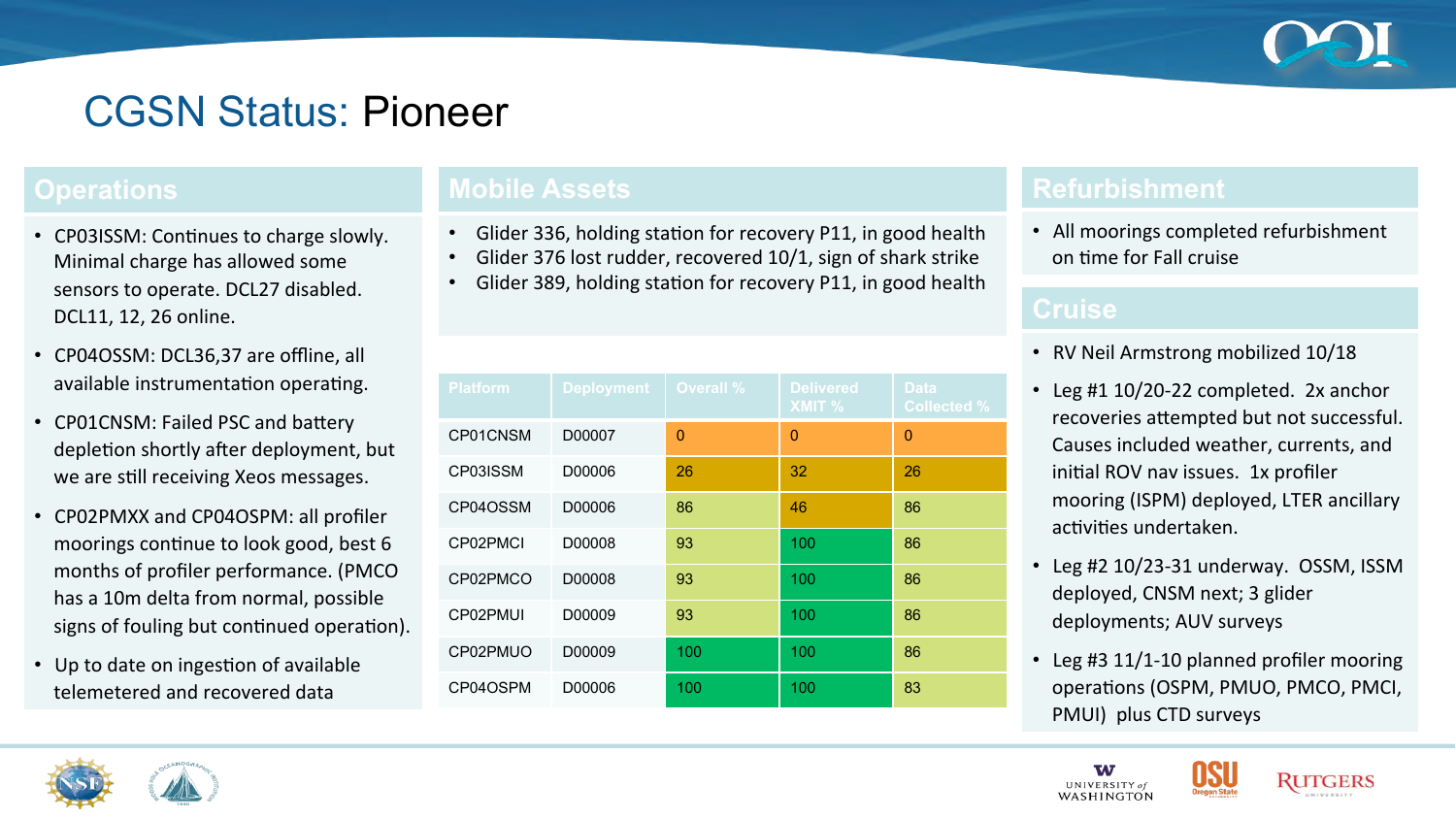# CGSN Status: Pioneer

## Operations

- CP03ISSM: Continues to charge slowly. Minimal charge has allowed some sensors to operate. DCL27 disabled. DCL11, 12, 26 online.
- CP04OSSM: DCL36,37 are offline, all available instrumentation operating.
- CP01CNSM: Failed PSC and battery depletion shortly after deployment, but we are still receiving Xeos messages.
- CP02PMXX and CP04OSPM: all profiler moorings continue to look good, best 6 months of profiler performance. (PMCO has a 10m delta from normal, possible signs of fouling but continued operation).
- Up to date on ingestion of available telemetered and recovered data

## Mobile Assets

- Glider 336, holding station for recovery P11, in good health
- Glider 376 lost rudder, recovered 10/1, sign of shark strike
- Glider 389, holding station for recovery P11, in good health

| Platform | Deployment | Overall % | Delivered XMIT % | Data Collected % |
|---|---|---|---|---|
| CP01CNSM | D00007 | 0 | 0 | 0 |
| CP03ISSM | D00006 | 26 | 32 | 26 |
| CP04OSSM | D00006 | 86 | 46 | 86 |
| CP02PMCI | D00008 | 93 | 100 | 86 |
| CP02PMCO | D00008 | 93 | 100 | 86 |
| CP02PMUI | D00009 | 93 | 100 | 86 |
| CP02PMUO | D00009 | 100 | 100 | 86 |
| CP04OSPM | D00006 | 100 | 100 | 83 |

## Refurbishment

- All moorings completed refurbishment on time for Fall cruise

## Cruise

- RV Neil Armstrong mobilized 10/18
- Leg #1 10/20-22 completed. 2x anchor recoveries attempted but not successful. Causes included weather, currents, and initial ROV nav issues. 1x profiler mooring (ISPM) deployed, LTER ancillary activities undertaken.
- Leg #2 10/23-31 underway. OSSM, ISSM deployed, CNSM next; 3 glider deployments; AUV surveys
- Leg #3 11/1-10 planned profiler mooring operations (OSPM, PMUO, PMCO, PMCI, PMUI) plus CTD surveys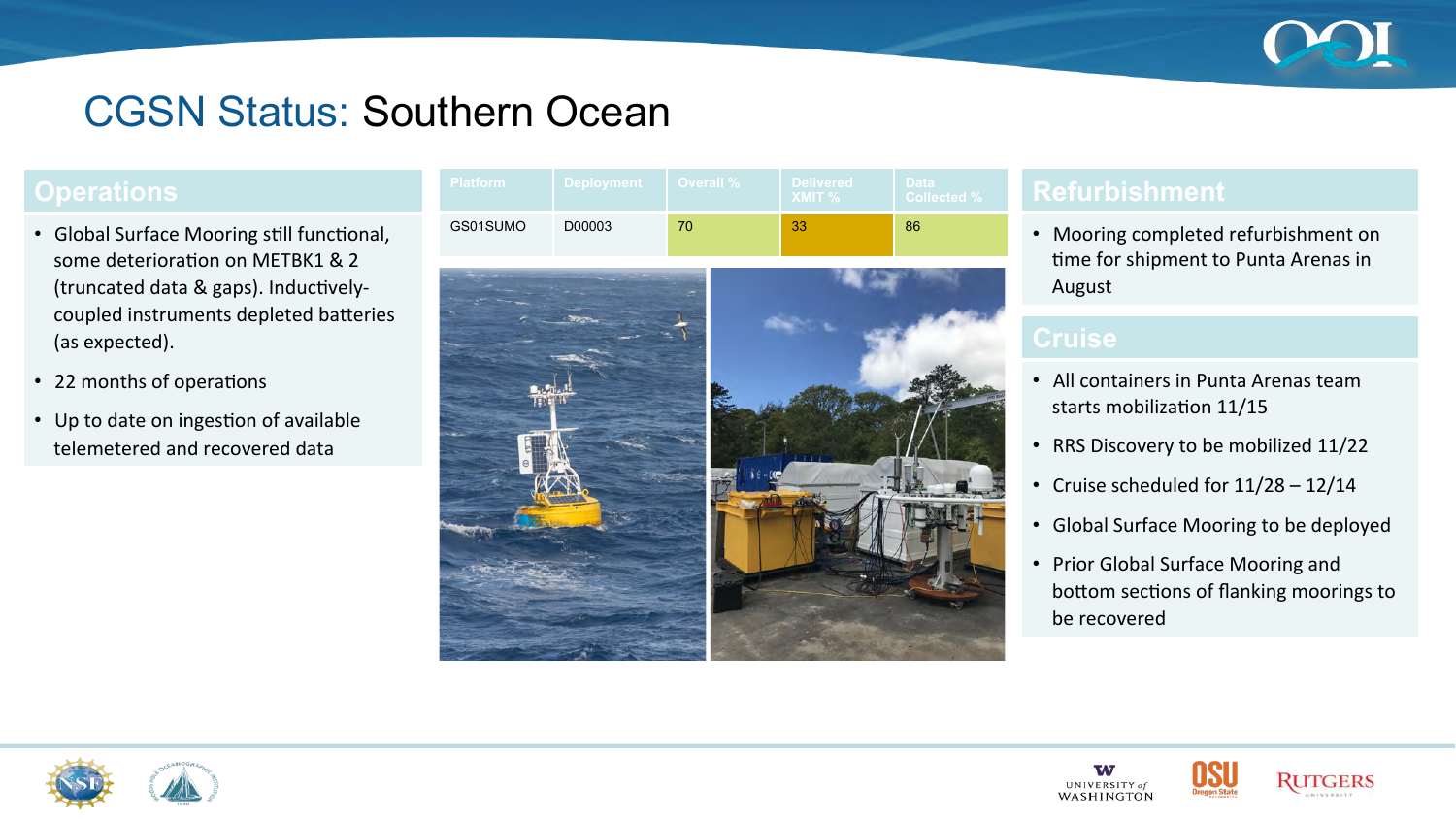# CGSN Status: Southern Ocean

## Operations

- Global Surface Mooring still functional, some deterioration on METBK1 & 2 (truncated data & gaps). Inductively-coupled instruments depleted batteries (as expected).
- 22 months of operations
- Up to date on ingestion of available telemetered and recovered data

| Platform | Deployment | Overall % | Delivered XMIT % | Data Collected % |
|---|---|---|---|---|
| GS01SUMO | D00003 | 70 | 33 | 86 |

## Refurbishment

- Mooring completed refurbishment on time for shipment to Punta Arenas in August

## Cruise

- All containers in Punta Arenas team starts mobilization 11/15
- RRS Discovery to be mobilized 11/22
- Cruise scheduled for 11/28 – 12/14
- Global Surface Mooring to be deployed
- Prior Global Surface Mooring and bottom sections of flanking moorings to be recovered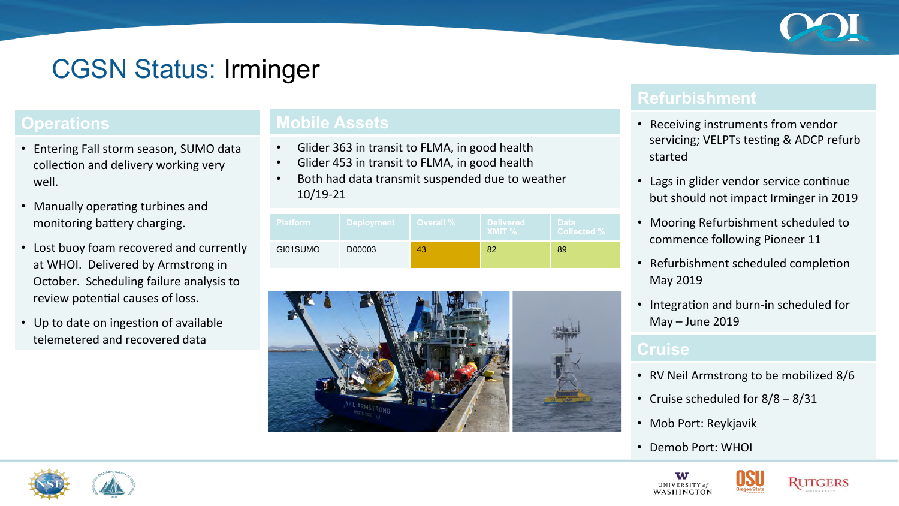# CGSN Status: Irminger

## Operations

- Entering Fall storm season, SUMO data collection and delivery working very well.
- Manually operating turbines and monitoring battery charging.
- Lost buoy foam recovered and currently at WHOI. Delivered by Armstrong in October. Scheduling failure analysis to review potential causes of loss.
- Up to date on ingestion of available telemetered and recovered data

## Mobile Assets

- Glider 363 in transit to FLMA, in good health
- Glider 453 in transit to FLMA, in good health
- Both had data transmit suspended due to weather 10/19-21

| Platform | Deployment | Overall % | Delivered XMIT % | Data Collected % |
|---|---|---|---|---|
| GI01SUMO | D00003 | 43 | 82 | 89 |

## Refurbishment

- Receiving instruments from vendor servicing; VELPTs testing & ADCP refurb started
- Lags in glider vendor service continue but should not impact Irminger in 2019
- Mooring Refurbishment scheduled to commence following Pioneer 11
- Refurbishment scheduled completion May 2019
- Integration and burn-in scheduled for May – June 2019

## Cruise

- RV Neil Armstrong to be mobilized 8/6
- Cruise scheduled for 8/8 – 8/31
- Mob Port: Reykjavik
- Demob Port: WHOI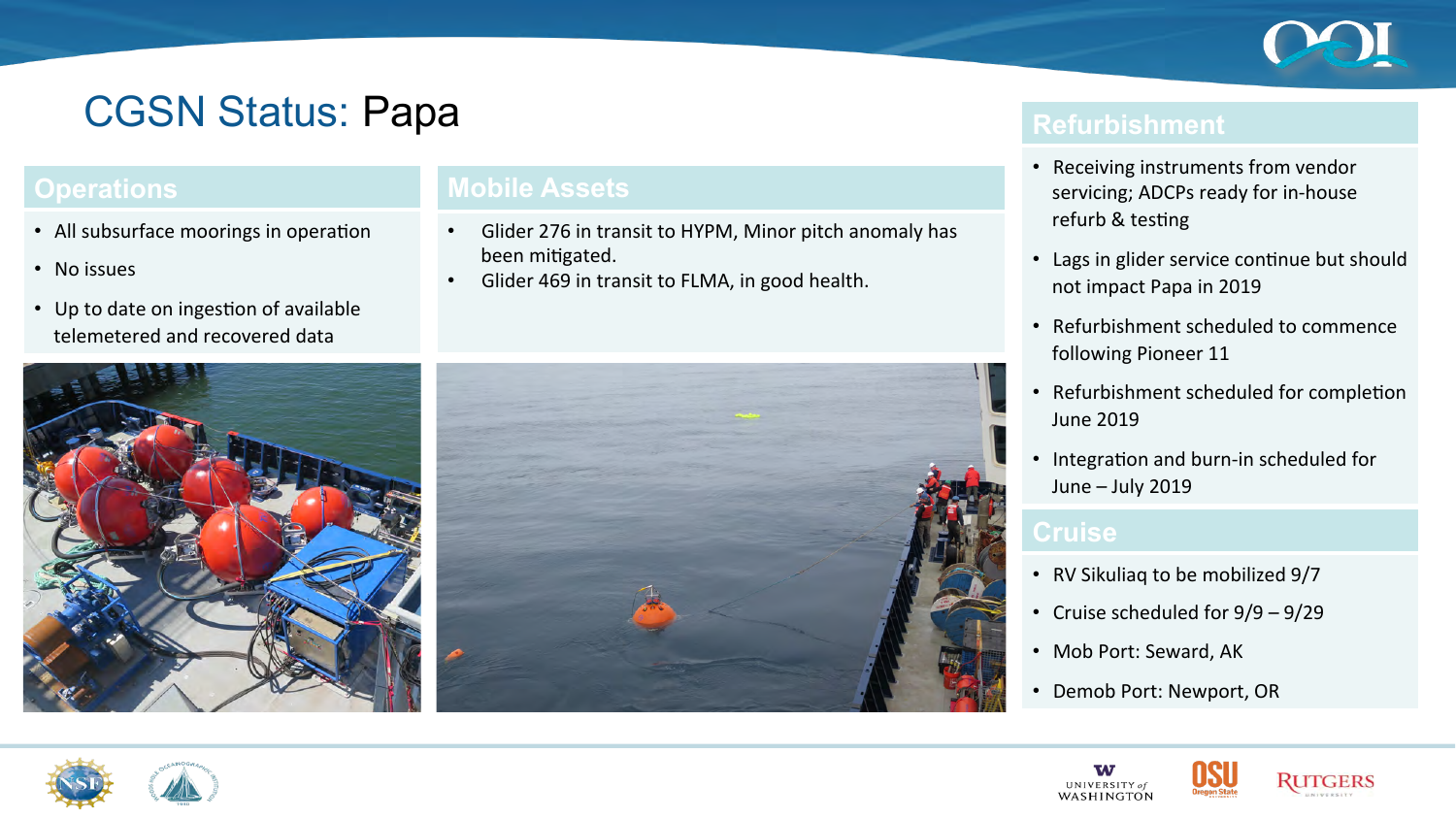# CGSN Status: Papa

## Operations

- All subsurface moorings in operation
- No issues
- Up to date on ingestion of available telemetered and recovered data

## Mobile Assets

- Glider 276 in transit to HYPM, Minor pitch anomaly has been mitigated.
- Glider 469 in transit to FLMA, in good health.

## Refurbishment

- Receiving instruments from vendor servicing; ADCPs ready for in-house refurb & testing
- Lags in glider service continue but should not impact Papa in 2019
- Refurbishment scheduled to commence following Pioneer 11
- Refurbishment scheduled for completion June 2019
- Integration and burn-in scheduled for June – July 2019

## Cruise

- RV Sikuliaq to be mobilized 9/7
- Cruise scheduled for 9/9 – 9/29
- Mob Port: Seward, AK
- Demob Port: Newport, OR